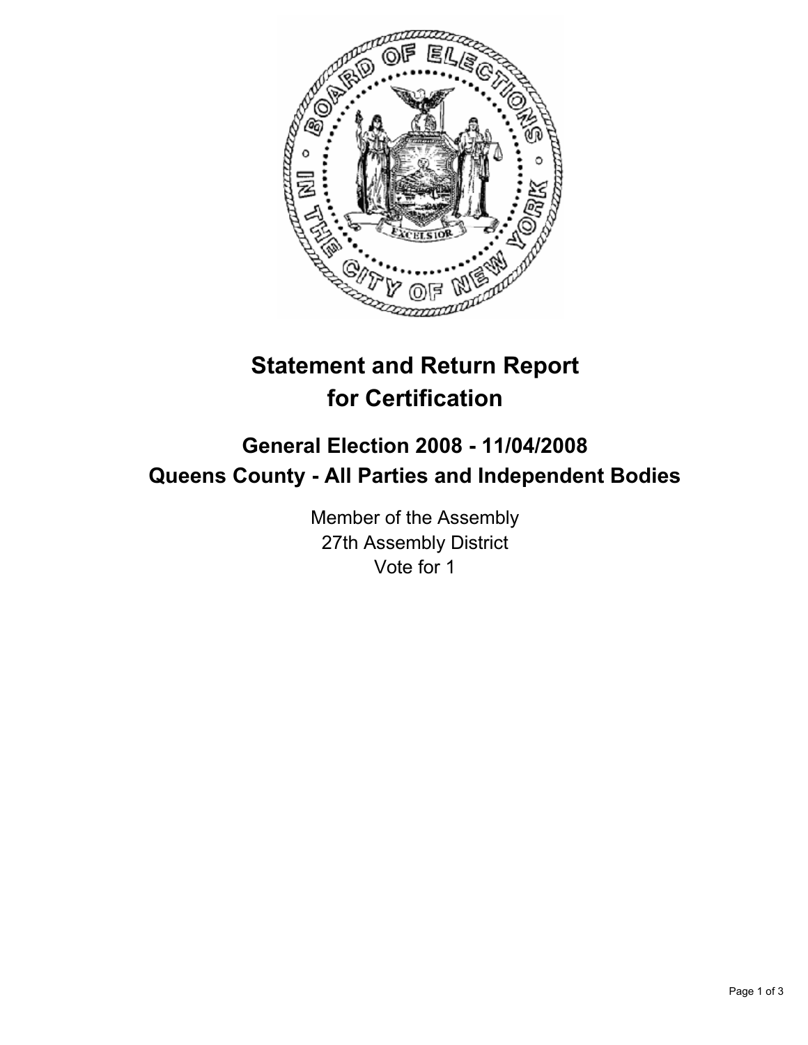# Statement and Return Report for Certification

## General Election 2008 - 11/04/2008
## Queens County - All Parties and Independent Bodies

Member of the Assembly
27th Assembly District
Vote for 1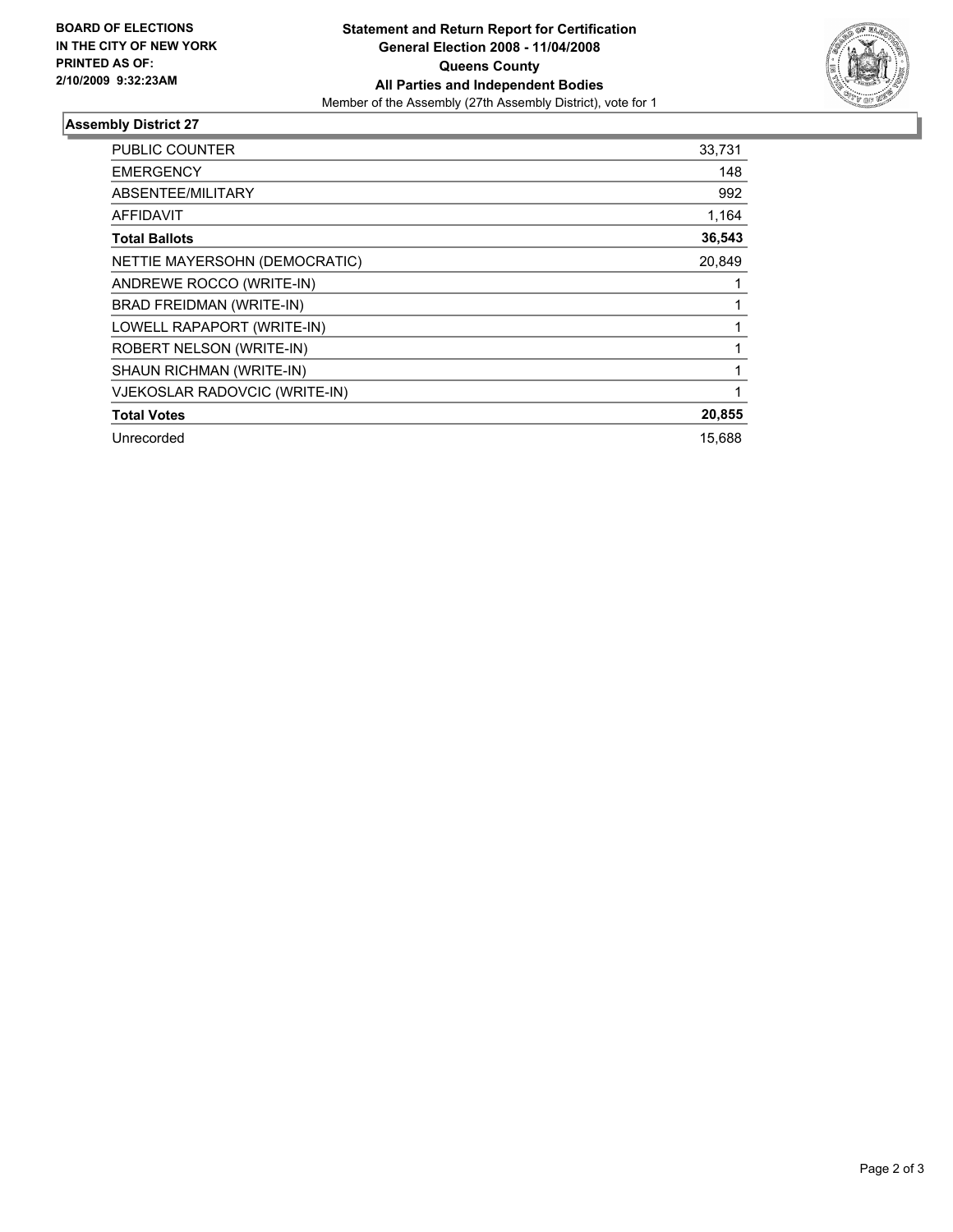**BOARD OF ELECTIONS IN THE CITY OF NEW YORK PRINTED AS OF: 2/10/2009 9:32:23AM**

# Statement and Return Report for Certification
## General Election 2008 - 11/04/2008
## Queens County
## All Parties and Independent Bodies

Member of the Assembly (27th Assembly District), vote for 1

### Assembly District 27

| | |
|---|---|
| PUBLIC COUNTER | 33,731 |
| EMERGENCY | 148 |
| ABSENTEE/MILITARY | 992 |
| AFFIDAVIT | 1,164 |
| **Total Ballots** | **36,543** |
| NETTIE MAYERSOHN (DEMOCRATIC) | 20,849 |
| ANDREWE ROCCO (WRITE-IN) | 1 |
| BRAD FREIDMAN (WRITE-IN) | 1 |
| LOWELL RAPAPORT (WRITE-IN) | 1 |
| ROBERT NELSON (WRITE-IN) | 1 |
| SHAUN RICHMAN (WRITE-IN) | 1 |
| VJEKOSLAR RADOVCIC (WRITE-IN) | 1 |
| **Total Votes** | **20,855** |
| Unrecorded | 15,688 |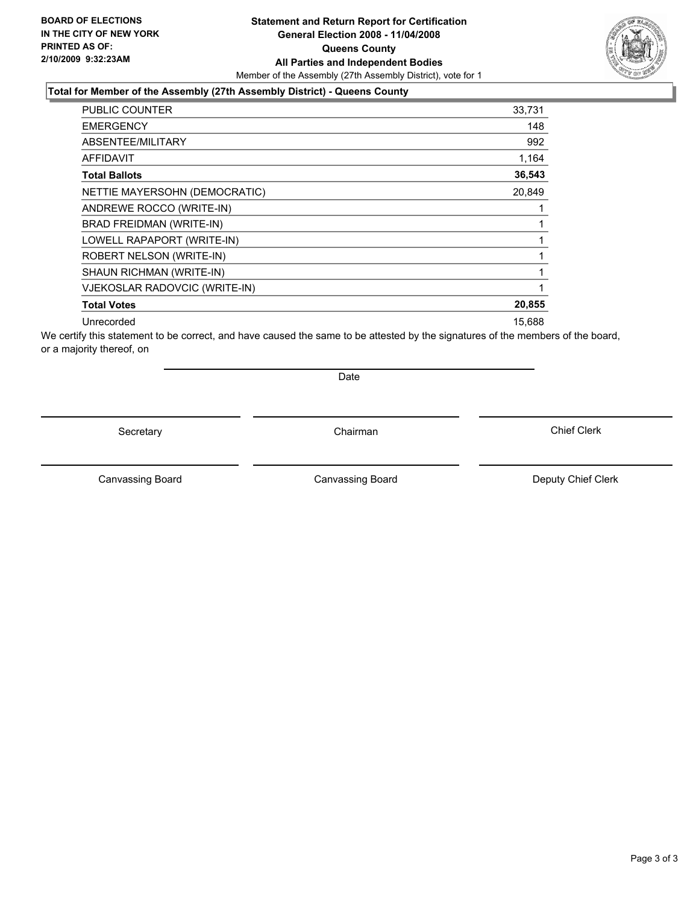**BOARD OF ELECTIONS IN THE CITY OF NEW YORK PRINTED AS OF: 2/10/2009 9:32:23AM**

**Statement and Return Report for Certification**
**General Election 2008 - 11/04/2008**
**Queens County**
**All Parties and Independent Bodies**
Member of the Assembly (27th Assembly District), vote for 1

**Total for Member of the Assembly (27th Assembly District) - Queens County**

| | |
|---|---|
| PUBLIC COUNTER | 33,731 |
| EMERGENCY | 148 |
| ABSENTEE/MILITARY | 992 |
| AFFIDAVIT | 1,164 |
| **Total Ballots** | **36,543** |
| NETTIE MAYERSOHN (DEMOCRATIC) | 20,849 |
| ANDREWE ROCCO (WRITE-IN) | 1 |
| BRAD FREIDMAN (WRITE-IN) | 1 |
| LOWELL RAPAPORT (WRITE-IN) | 1 |
| ROBERT NELSON (WRITE-IN) | 1 |
| SHAUN RICHMAN (WRITE-IN) | 1 |
| VJEKOSLAR RADOVCIC (WRITE-IN) | 1 |
| **Total Votes** | **20,855** |
| Unrecorded | 15,688 |

We certify this statement to be correct, and have caused the same to be attested by the signatures of the members of the board, or a majority thereof, on

Date

Secretary | Chairman | Chief Clerk

Canvassing Board | Canvassing Board | Deputy Chief Clerk